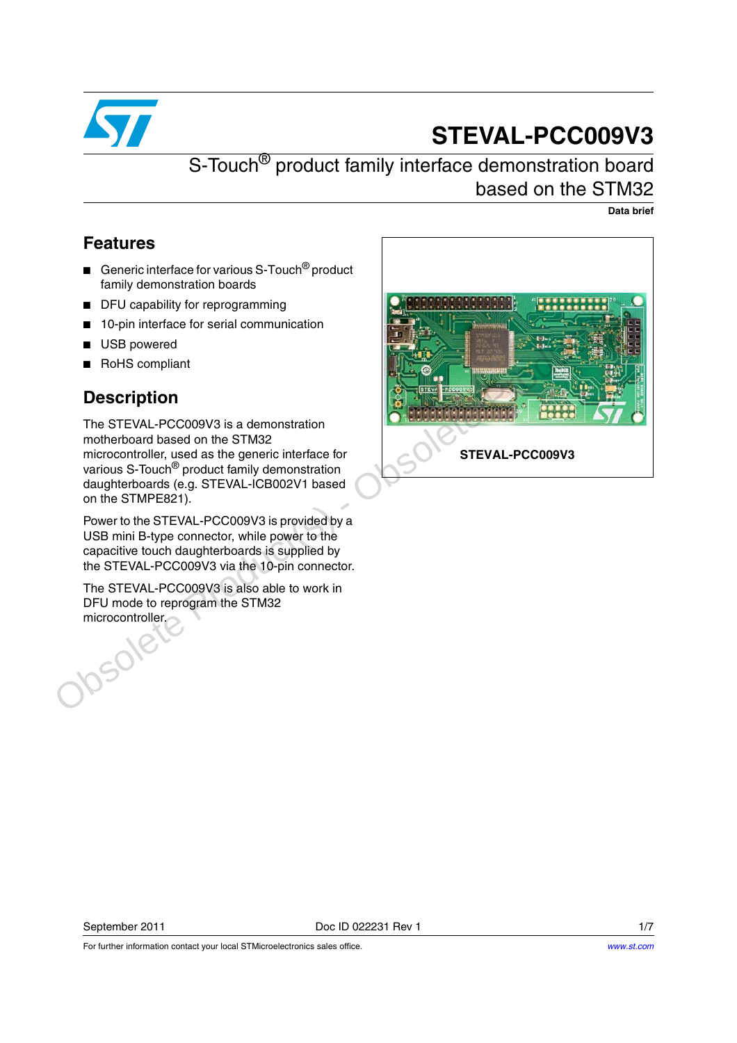# STEVAL-PCC009V3

## S-Touch® product family interface demonstration board based on the STM32

**Data brief**

## Features

- Generic interface for various S-Touch® product family demonstration boards
- DFU capability for reprogramming
- 10-pin interface for serial communication
- USB powered
- RoHS compliant

## Description

The STEVAL-PCC009V3 is a demonstration motherboard based on the STM32 microcontroller, used as the generic interface for various S-Touch® product family demonstration daughterboards (e.g. STEVAL-ICB002V1 based on the STMPE821).

Power to the STEVAL-PCC009V3 is provided by a USB mini B-type connector, while power to the capacitive touch daughterboards is supplied by the STEVAL-PCC009V3 via the 10-pin connector.

The STEVAL-PCC009V3 is also able to work in DFU mode to reprogram the STM32 microcontroller.

**STEVAL-PCC009V3**

September 2011 Doc ID 022231 Rev 1

For further information contact your local STMicroelectronics sales office. www.st.com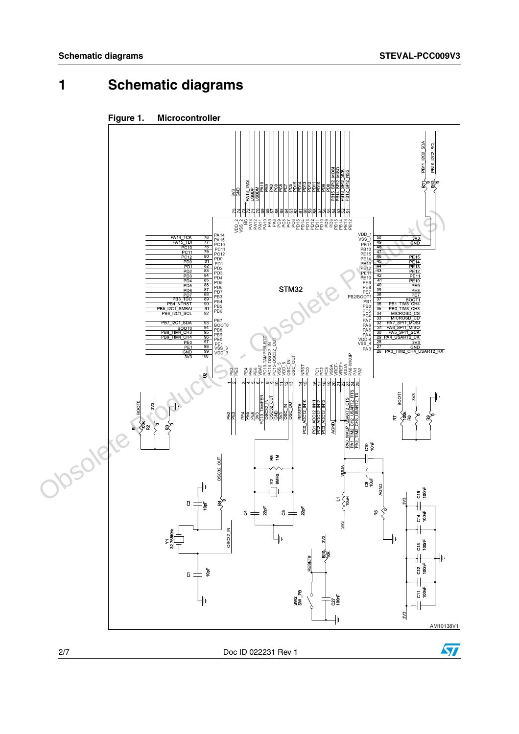# 1 Schematic diagrams

**Figure 1. Microcontroller**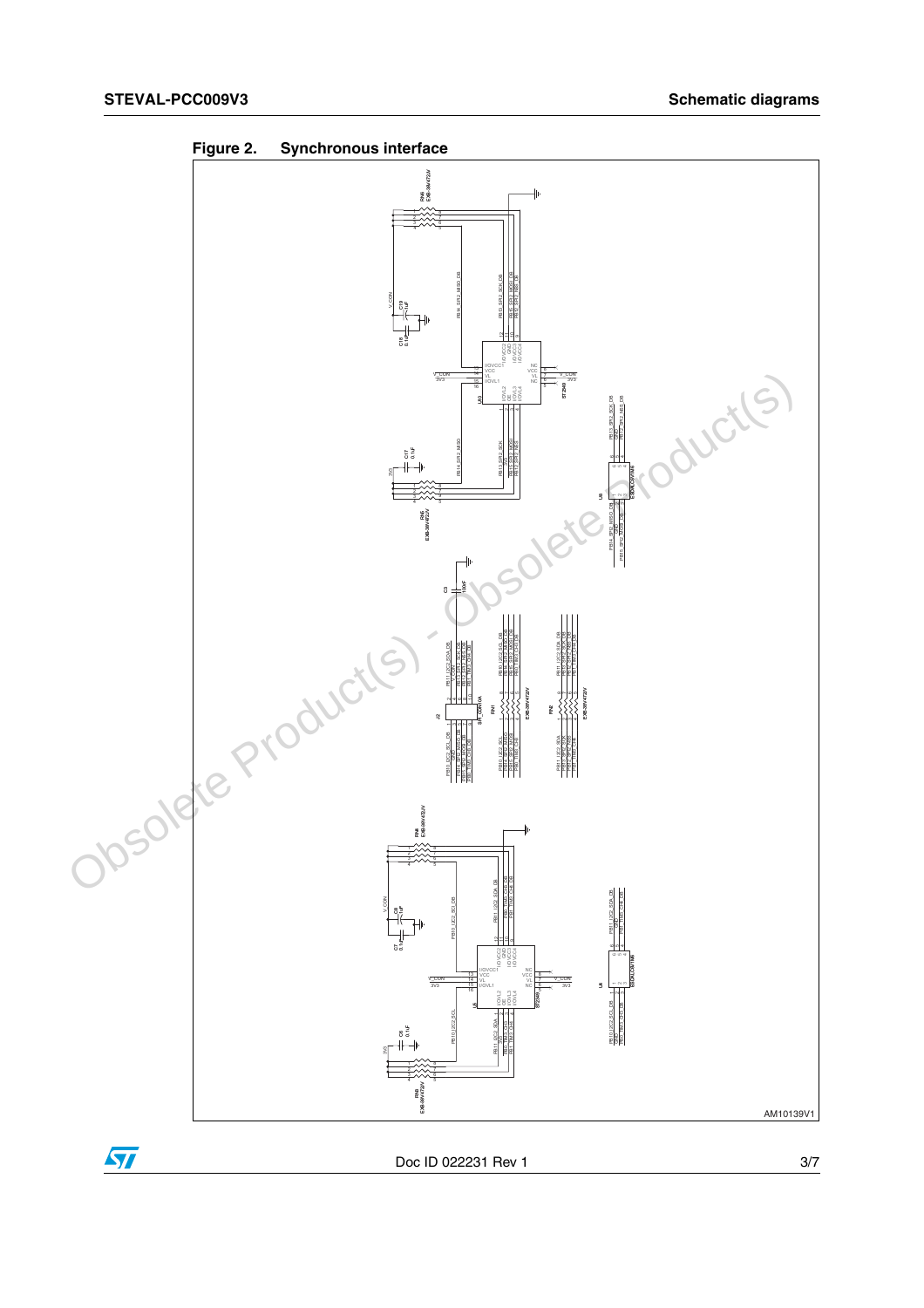**Figure 2. Synchronous interface**

AM10139V1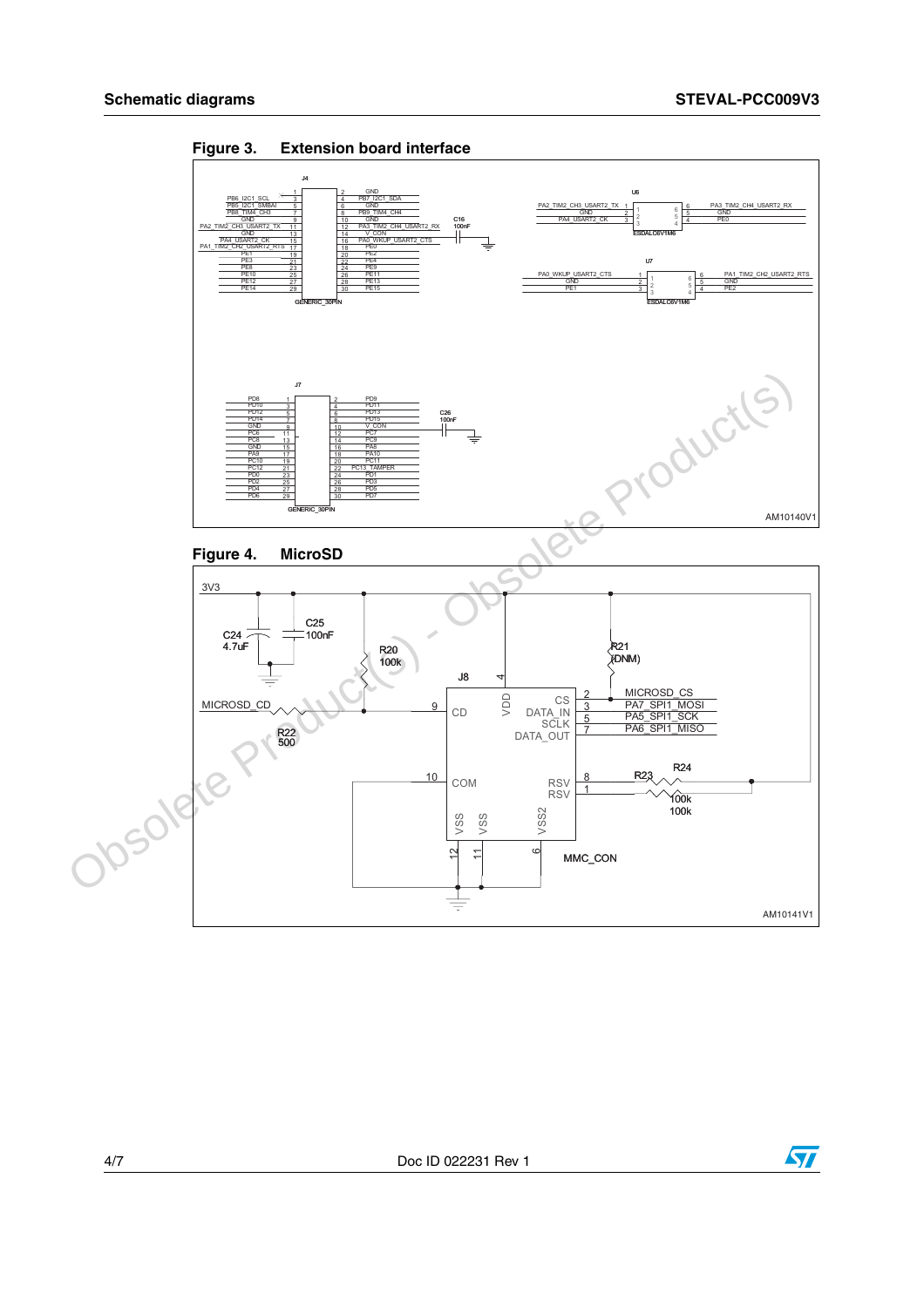**Figure 3. Extension board interface**

J4

| Signal | Pin | Pin | Signal |
|---|---|---|---|
| PB6_I2C1_SCL | 1 | 2 | GND |
| PB5_I2C1_SMBAI | 3 | 4 | PB7_I2C1_SDA |
| PB8_TIM4_CH3 | 5 | 6 | GND |
| GND | 7 | 8 | PB9_TIM4_CH4 |
| PA2_TIM2_CH3_USART2_TX | 9 | 10 | GND |
| GND | 11 | 12 | PA3_TIM2_CH4_USART2_RX |
| PA4_USART2_CK | 13 | 14 | V_CON |
| PA1_TIM2_CH2_USART2_RTS | 15 | 16 | PA0_WKUP_USART2_CTS |
| PE1 | 17 | 18 | PE0 |
| PE3 | 19 | 20 | PE2 |
| PE8 | 21 | 22 | PE4 |
| PE10 | 23 | 24 | PE9 |
| PE12 | 25 | 26 | PE11 |
| PE14 | 27 | 28 | PE13 |
| | 29 | 30 | PE15 |

GENERIC_30PIN

C16 100nF

U6 ESDALC6V1M6: PA2_TIM2_CH3_USART2_TX (1), GND (2), PA4_USART2_CK (3); PA3_TIM2_CH4_USART2_RX (6), GND (5), PE0 (4)

U7 ESDALC6V1M6: PA0_WKUP_USART2_CTS (1), GND (2), PE1 (3); PA1_TIM2_CH2_USART2_RTS (6), GND (5), PE2 (4)

J7

| Signal | Pin | Pin | Signal |
|---|---|---|---|
| PD8 | 1 | 2 | PD9 |
| PD10 | 3 | 4 | PD11 |
| PD12 | 5 | 6 | PD13 |
| PD14 | 7 | 8 | PD15 |
| GND | 9 | 10 | V_CON |
| PC6 | 11 | 12 | PC7 |
| PC8 | 13 | 14 | PC9 |
| GND | 15 | 16 | PA8 |
| PA9 | 17 | 18 | PA10 |
| PC10 | 19 | 20 | PC11 |
| PC12 | 21 | 22 | PC13_TAMPER |
| PD0 | 23 | 24 | PD1 |
| PD2 | 25 | 26 | PD3 |
| PD4 | 27 | 28 | PD5 |
| PD6 | 29 | 30 | PD7 |

GENERIC_30PIN

C26 100nF

AM10140V1

**Figure 4. MicroSD**

3V3

C24 4.7uF, C25 100nF, R20 100k, R21 (DNM), R22 500, R23 100k, R24 100k

J8 (MMC_CON): CD (9), VDD (4), CS (2), DATA_IN (3), SCLK (5), DATA_OUT (7), COM (10), RSV (8), RSV (1), VSS (12), VSS (11), VSS2 (6)

MICROSD_CD, MICROSD_CS, PA7_SPI1_MOSI, PA5_SPI1_SCK, PA6_SPI1_MISO

AM10141V1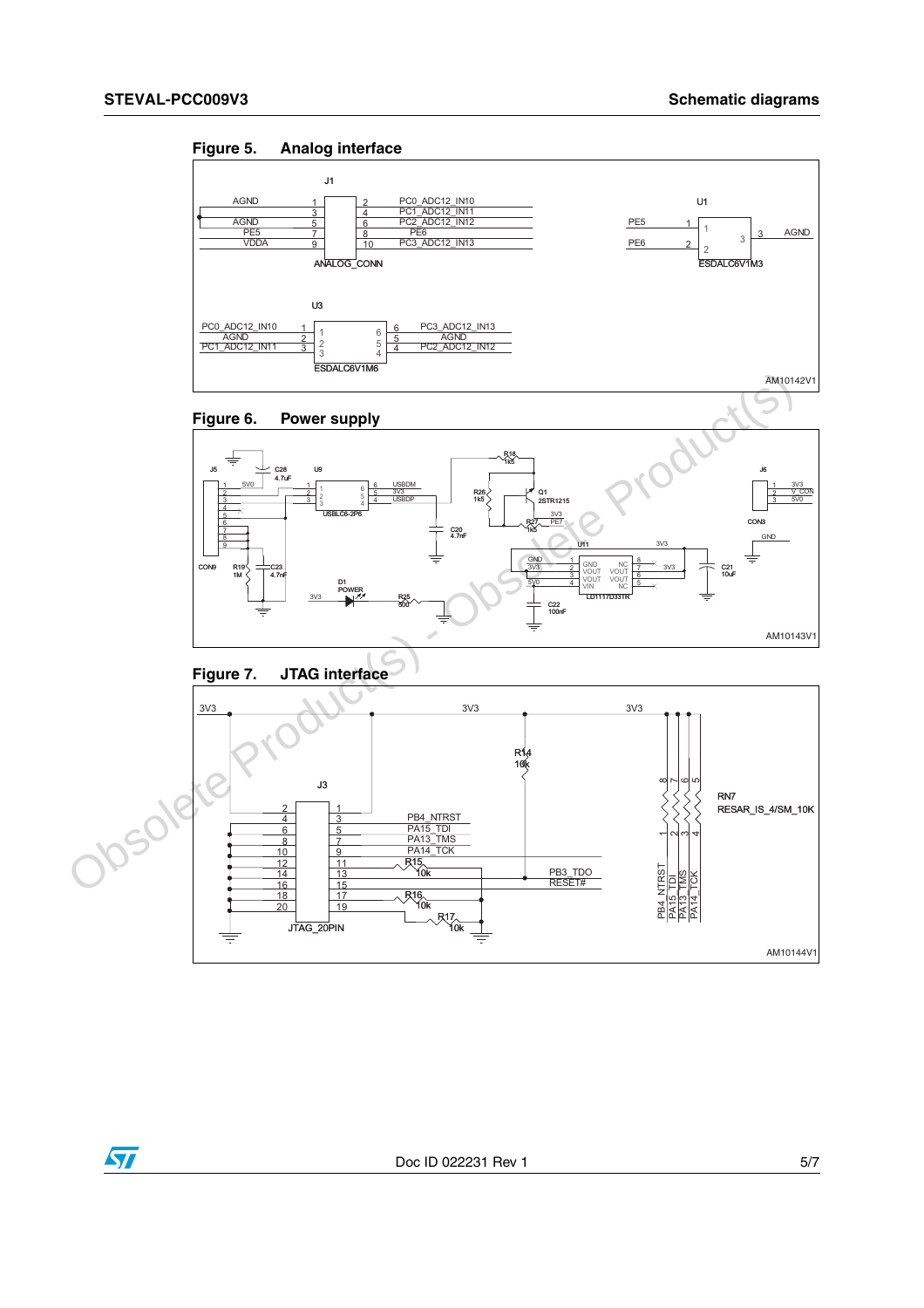Figure 5. Analog interface

Figure 6. Power supply

Figure 7. JTAG interface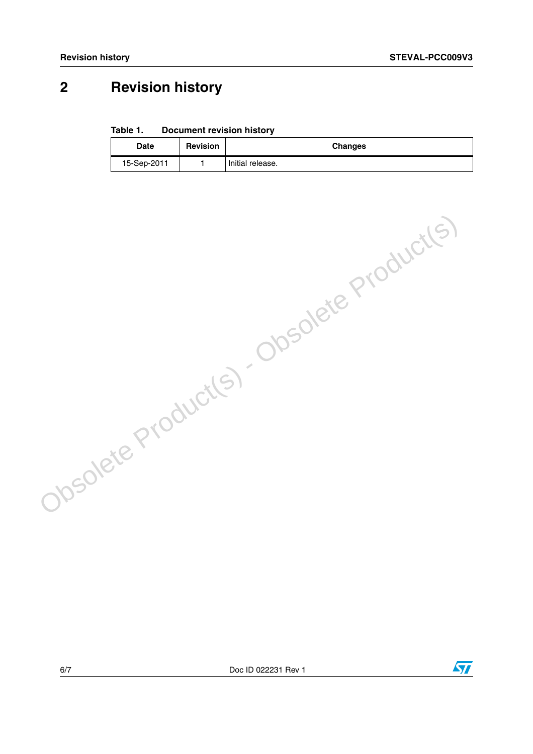# 2 Revision history

**Table 1. Document revision history**

| Date | Revision | Changes |
|---|---|---|
| 15-Sep-2011 | 1 | Initial release. |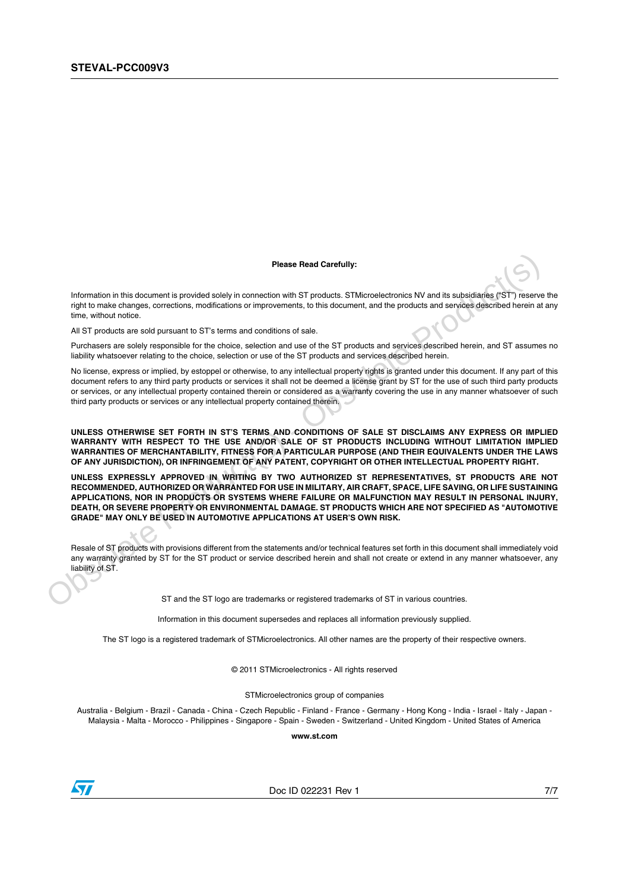**Please Read Carefully:**

Information in this document is provided solely in connection with ST products. STMicroelectronics NV and its subsidiaries ("ST") reserve the right to make changes, corrections, modifications or improvements, to this document, and the products and services described herein at any time, without notice.

All ST products are sold pursuant to ST's terms and conditions of sale.

Purchasers are solely responsible for the choice, selection and use of the ST products and services described herein, and ST assumes no liability whatsoever relating to the choice, selection or use of the ST products and services described herein.

No license, express or implied, by estoppel or otherwise, to any intellectual property rights is granted under this document. If any part of this document refers to any third party products or services it shall not be deemed a license grant by ST for the use of such third party products or services, or any intellectual property contained therein or considered as a warranty covering the use in any manner whatsoever of such third party products or services or any intellectual property contained therein.

**UNLESS OTHERWISE SET FORTH IN ST'S TERMS AND CONDITIONS OF SALE ST DISCLAIMS ANY EXPRESS OR IMPLIED WARRANTY WITH RESPECT TO THE USE AND/OR SALE OF ST PRODUCTS INCLUDING WITHOUT LIMITATION IMPLIED WARRANTIES OF MERCHANTABILITY, FITNESS FOR A PARTICULAR PURPOSE (AND THEIR EQUIVALENTS UNDER THE LAWS OF ANY JURISDICTION), OR INFRINGEMENT OF ANY PATENT, COPYRIGHT OR OTHER INTELLECTUAL PROPERTY RIGHT.**

**UNLESS EXPRESSLY APPROVED IN WRITING BY TWO AUTHORIZED ST REPRESENTATIVES, ST PRODUCTS ARE NOT RECOMMENDED, AUTHORIZED OR WARRANTED FOR USE IN MILITARY, AIR CRAFT, SPACE, LIFE SAVING, OR LIFE SUSTAINING APPLICATIONS, NOR IN PRODUCTS OR SYSTEMS WHERE FAILURE OR MALFUNCTION MAY RESULT IN PERSONAL INJURY, DEATH, OR SEVERE PROPERTY OR ENVIRONMENTAL DAMAGE. ST PRODUCTS WHICH ARE NOT SPECIFIED AS "AUTOMOTIVE GRADE" MAY ONLY BE USED IN AUTOMOTIVE APPLICATIONS AT USER'S OWN RISK.**

Resale of ST products with provisions different from the statements and/or technical features set forth in this document shall immediately void any warranty granted by ST for the ST product or service described herein and shall not create or extend in any manner whatsoever, any liability of ST.

ST and the ST logo are trademarks or registered trademarks of ST in various countries.

Information in this document supersedes and replaces all information previously supplied.

The ST logo is a registered trademark of STMicroelectronics. All other names are the property of their respective owners.

© 2011 STMicroelectronics - All rights reserved

STMicroelectronics group of companies

Australia - Belgium - Brazil - Canada - China - Czech Republic - Finland - France - Germany - Hong Kong - India - Israel - Italy - Japan - Malaysia - Malta - Morocco - Philippines - Singapore - Spain - Sweden - Switzerland - United Kingdom - United States of America

**www.st.com**